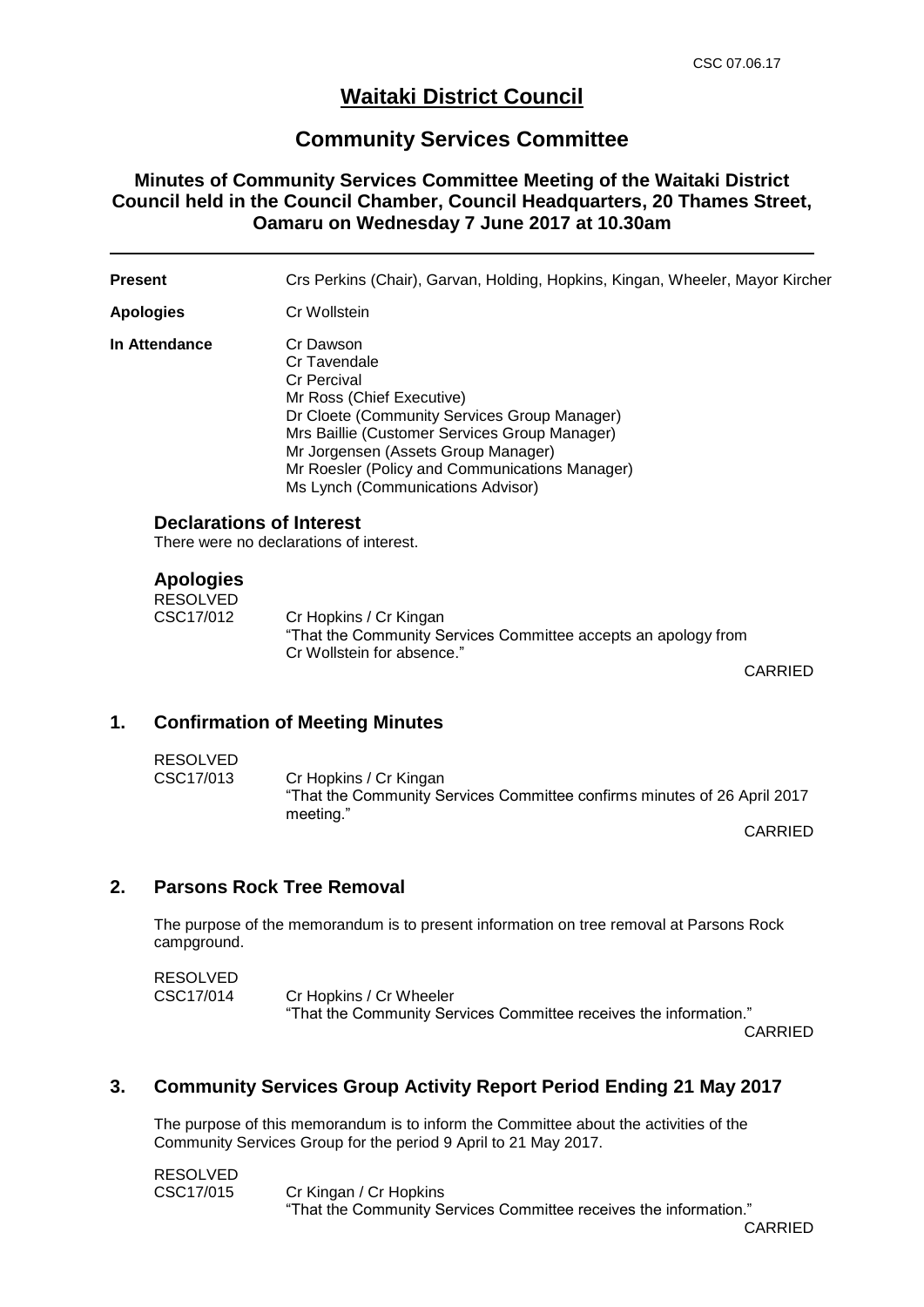# Waitaki District Council

## Community Services Committee

### Minutes of Community Services Committee Meeting of the Waitaki District Council held in the Council Chamber, Council Headquarters, 20 Thames Street, Oamaru on Wednesday 7 June 2017 at 10.30am

---

**Present** Crs Perkins (Chair), Garvan, Holding, Hopkins, Kingan, Wheeler, Mayor Kircher

**Apologies** Cr Wollstein

**In Attendance** Cr Dawson
Cr Tavendale
Cr Percival
Mr Ross (Chief Executive)
Dr Cloete (Community Services Group Manager)
Mrs Baillie (Customer Services Group Manager)
Mr Jorgensen (Assets Group Manager)
Mr Roesler (Policy and Communications Manager)
Ms Lynch (Communications Advisor)

### Declarations of Interest

There were no declarations of interest.

### Apologies

RESOLVED
CSC17/012 Cr Hopkins / Cr Kingan
"That the Community Services Committee accepts an apology from Cr Wollstein for absence."

CARRIED

## 1. Confirmation of Meeting Minutes

RESOLVED
CSC17/013 Cr Hopkins / Cr Kingan
"That the Community Services Committee confirms minutes of 26 April 2017 meeting."

CARRIED

## 2. Parsons Rock Tree Removal

The purpose of the memorandum is to present information on tree removal at Parsons Rock campground.

RESOLVED
CSC17/014 Cr Hopkins / Cr Wheeler
"That the Community Services Committee receives the information."

CARRIED

## 3. Community Services Group Activity Report Period Ending 21 May 2017

The purpose of this memorandum is to inform the Committee about the activities of the Community Services Group for the period 9 April to 21 May 2017.

RESOLVED
CSC17/015 Cr Kingan / Cr Hopkins
"That the Community Services Committee receives the information."

CARRIED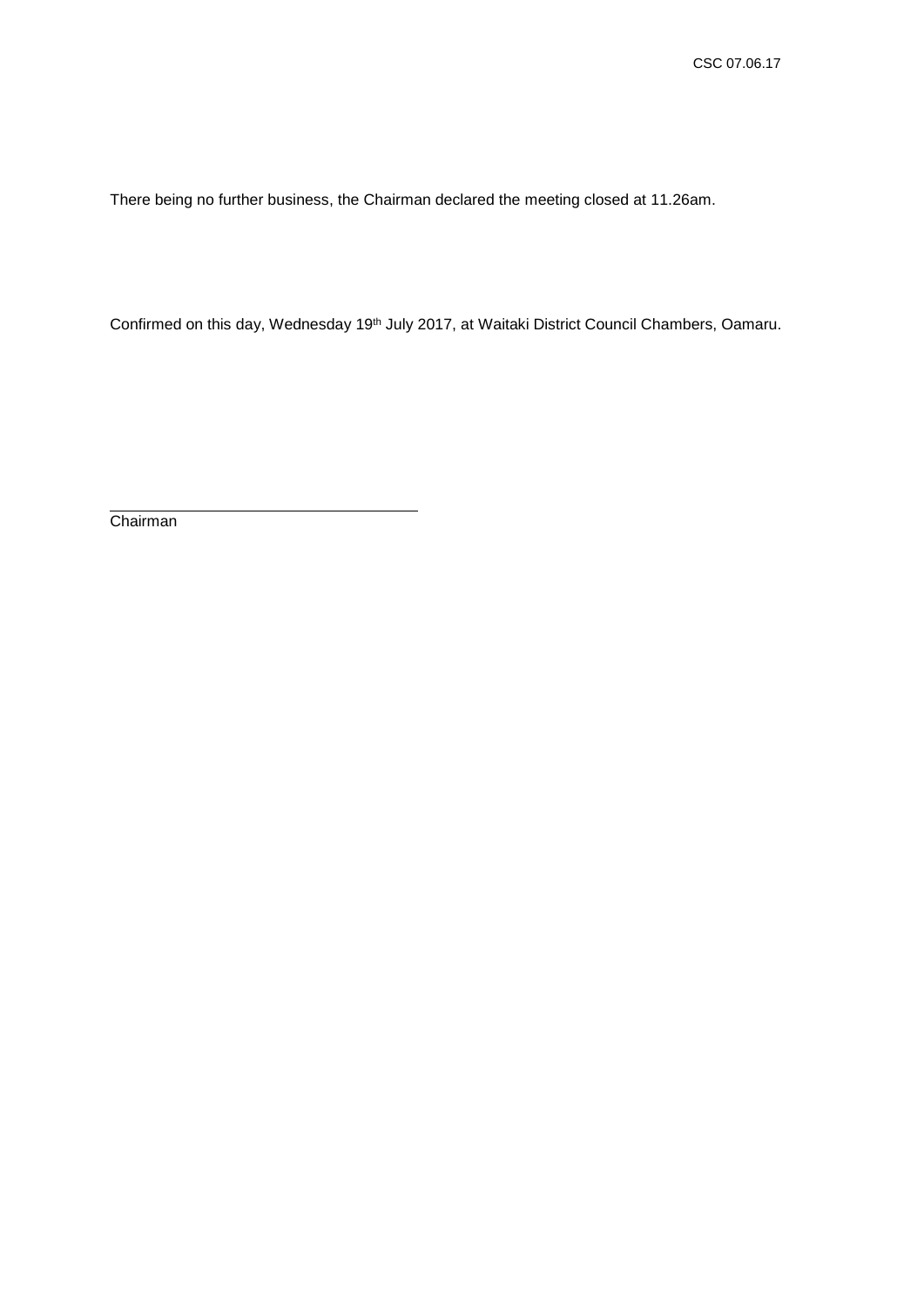There being no further business, the Chairman declared the meeting closed at 11.26am.

Confirmed on this day, Wednesday 19th July 2017, at Waitaki District Council Chambers, Oamaru.

\_\_\_\_\_\_\_\_\_\_\_\_\_\_\_\_\_\_\_\_\_\_\_\_\_\_\_\_\_\_\_\_\_\_

Chairman